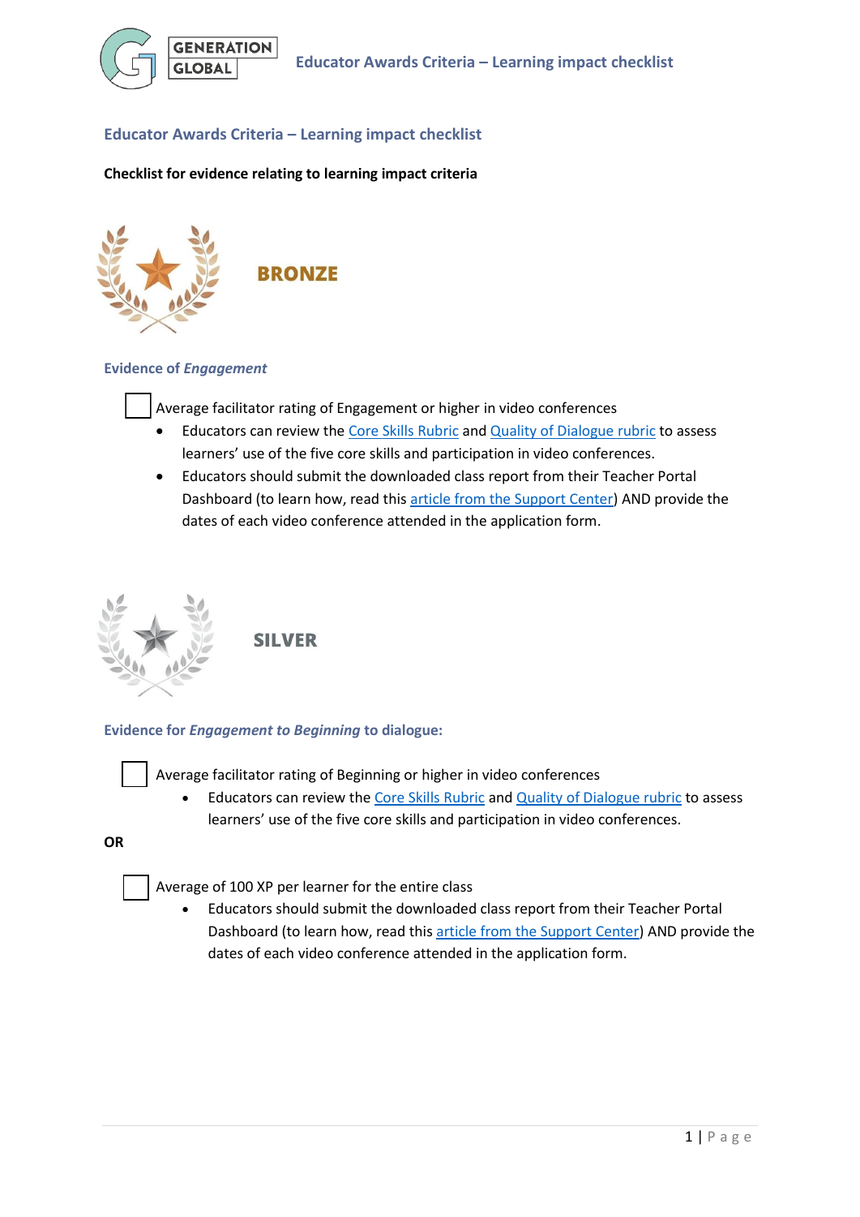# Educator Awards Criteria – Learning impact checklist

**Checklist for evidence relating to learning impact criteria**

## BRONZE

### Evidence of *Engagement*

- [ ] Average facilitator rating of Engagement or higher in video conferences
    - Educators can review the Core Skills Rubric and Quality of Dialogue rubric to assess learners' use of the five core skills and participation in video conferences.
    - Educators should submit the downloaded class report from their Teacher Portal Dashboard (to learn how, read this article from the Support Center) AND provide the dates of each video conference attended in the application form.

## SILVER

### Evidence for *Engagement to Beginning* to dialogue:

- [ ] Average facilitator rating of Beginning or higher in video conferences
    - Educators can review the Core Skills Rubric and Quality of Dialogue rubric to assess learners' use of the five core skills and participation in video conferences.

**OR**

- [ ] Average of 100 XP per learner for the entire class
    - Educators should submit the downloaded class report from their Teacher Portal Dashboard (to learn how, read this article from the Support Center) AND provide the dates of each video conference attended in the application form.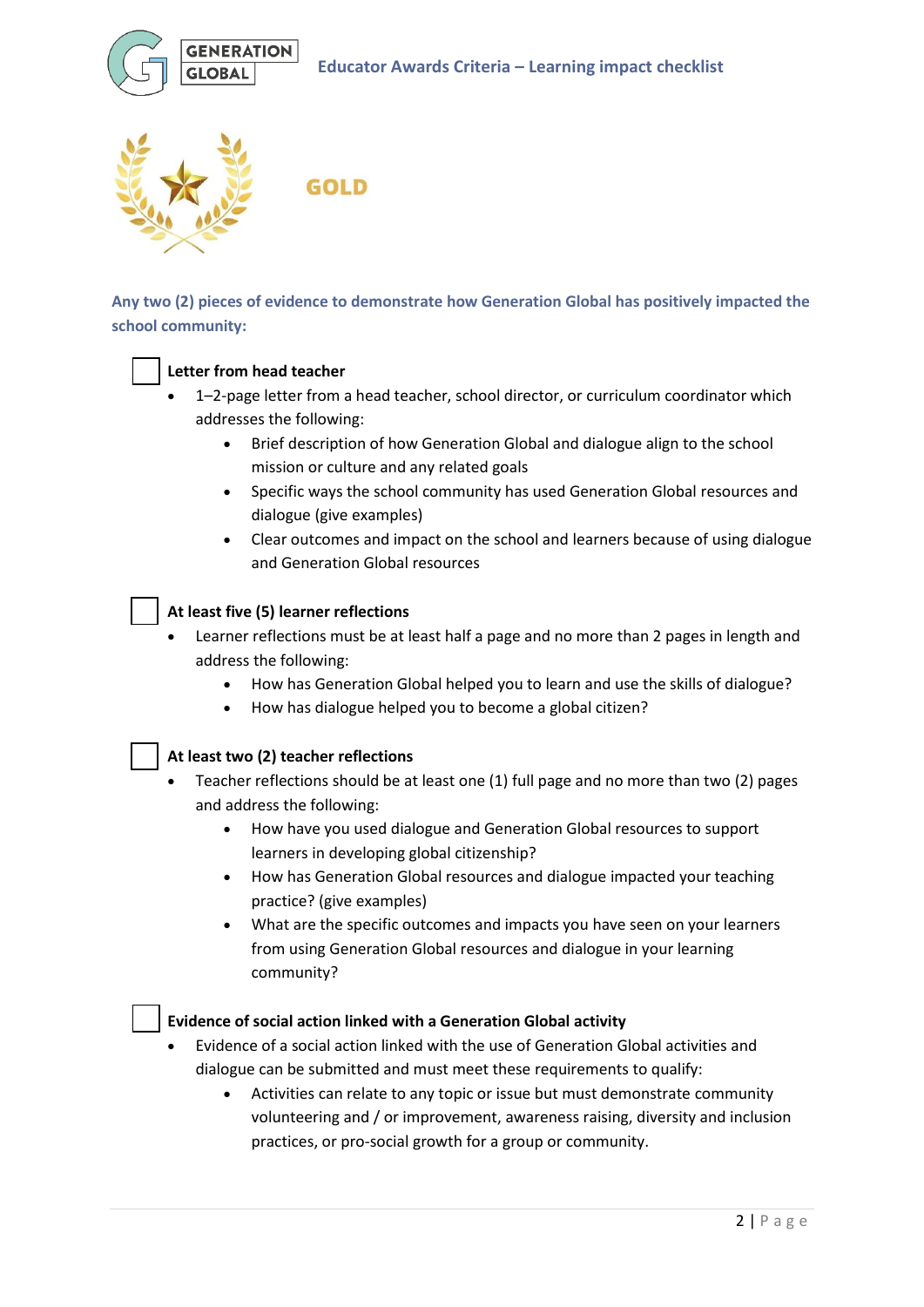# GOLD

**Any two (2) pieces of evidence to demonstrate how Generation Global has positively impacted the school community:**

- [ ] **Letter from head teacher**
  - 1–2-page letter from a head teacher, school director, or curriculum coordinator which addresses the following:
    - Brief description of how Generation Global and dialogue align to the school mission or culture and any related goals
    - Specific ways the school community has used Generation Global resources and dialogue (give examples)
    - Clear outcomes and impact on the school and learners because of using dialogue and Generation Global resources

- [ ] **At least five (5) learner reflections**
  - Learner reflections must be at least half a page and no more than 2 pages in length and address the following:
    - How has Generation Global helped you to learn and use the skills of dialogue?
    - How has dialogue helped you to become a global citizen?

- [ ] **At least two (2) teacher reflections**
  - Teacher reflections should be at least one (1) full page and no more than two (2) pages and address the following:
    - How have you used dialogue and Generation Global resources to support learners in developing global citizenship?
    - How has Generation Global resources and dialogue impacted your teaching practice? (give examples)
    - What are the specific outcomes and impacts you have seen on your learners from using Generation Global resources and dialogue in your learning community?

- [ ] **Evidence of social action linked with a Generation Global activity**
  - Evidence of a social action linked with the use of Generation Global activities and dialogue can be submitted and must meet these requirements to qualify:
    - Activities can relate to any topic or issue but must demonstrate community volunteering and / or improvement, awareness raising, diversity and inclusion practices, or pro-social growth for a group or community.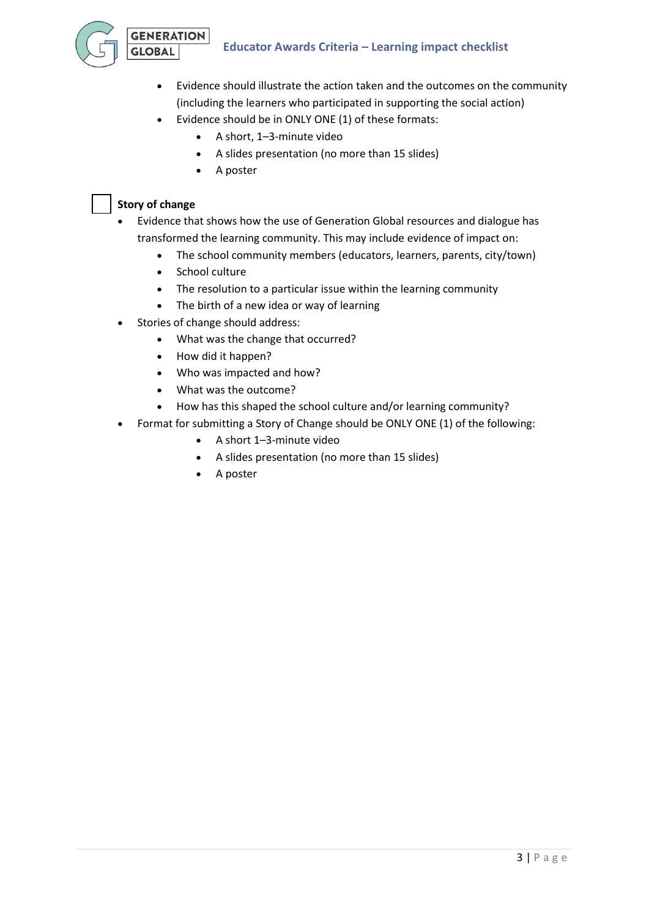- Evidence should illustrate the action taken and the outcomes on the community (including the learners who participated in supporting the social action)
- Evidence should be in ONLY ONE (1) of these formats:
  - A short, 1–3-minute video
  - A slides presentation (no more than 15 slides)
  - A poster

☐ **Story of change**

- Evidence that shows how the use of Generation Global resources and dialogue has transformed the learning community. This may include evidence of impact on:
  - The school community members (educators, learners, parents, city/town)
  - School culture
  - The resolution to a particular issue within the learning community
  - The birth of a new idea or way of learning
- Stories of change should address:
  - What was the change that occurred?
  - How did it happen?
  - Who was impacted and how?
  - What was the outcome?
  - How has this shaped the school culture and/or learning community?
- Format for submitting a Story of Change should be ONLY ONE (1) of the following:
  - A short 1–3-minute video
  - A slides presentation (no more than 15 slides)
  - A poster